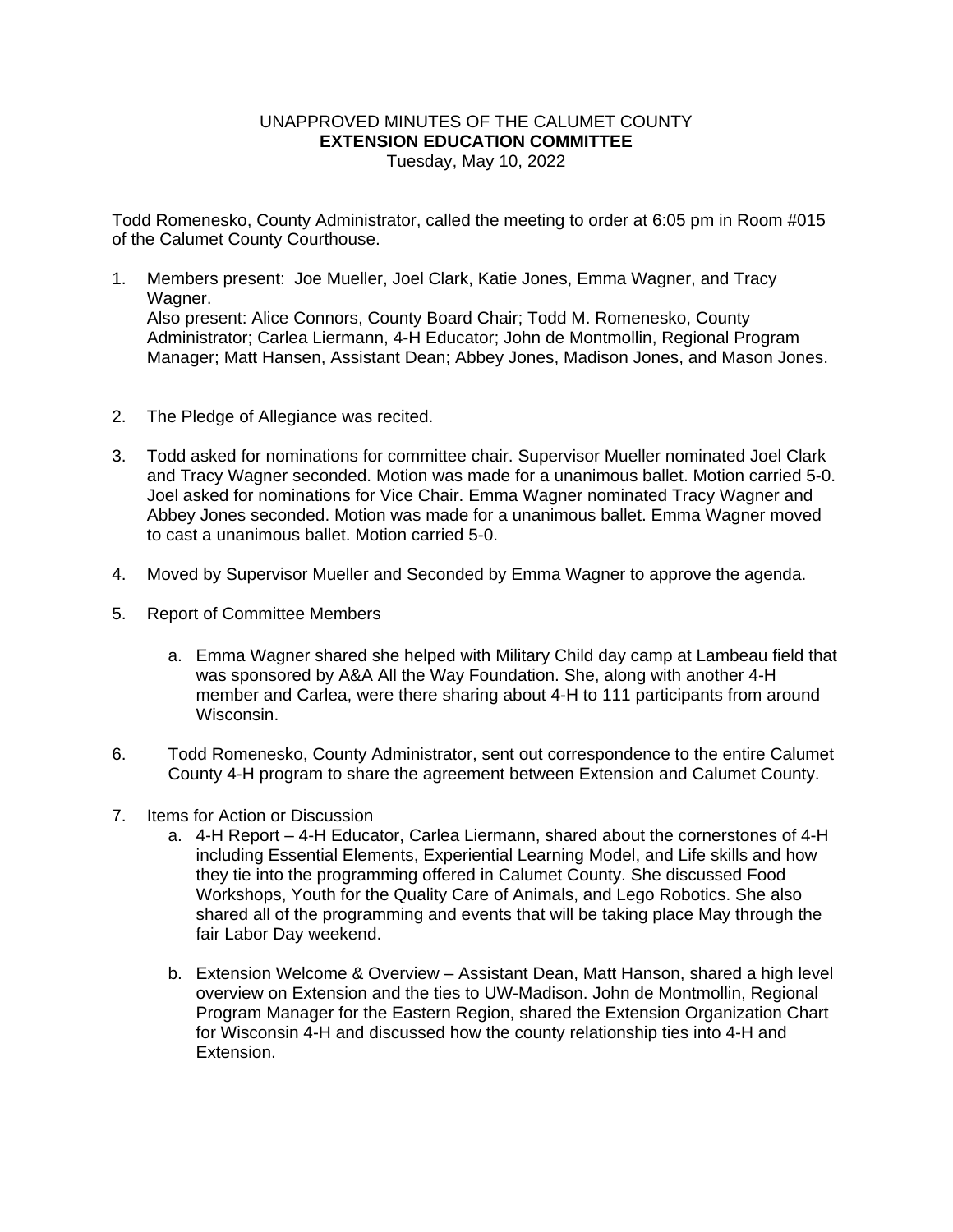UNAPPROVED MINUTES OF THE CALUMET COUNTY
**EXTENSION EDUCATION COMMITTEE**
Tuesday, May 10, 2022

Todd Romenesko, County Administrator, called the meeting to order at 6:05 pm in Room #015 of the Calumet County Courthouse.

1. Members present: Joe Mueller, Joel Clark, Katie Jones, Emma Wagner, and Tracy Wagner.
   Also present: Alice Connors, County Board Chair; Todd M. Romenesko, County Administrator; Carlea Liermann, 4-H Educator; John de Montmollin, Regional Program Manager; Matt Hansen, Assistant Dean; Abbey Jones, Madison Jones, and Mason Jones.

2. The Pledge of Allegiance was recited.

3. Todd asked for nominations for committee chair. Supervisor Mueller nominated Joel Clark and Tracy Wagner seconded. Motion was made for a unanimous ballet. Motion carried 5-0. Joel asked for nominations for Vice Chair. Emma Wagner nominated Tracy Wagner and Abbey Jones seconded. Motion was made for a unanimous ballet. Emma Wagner moved to cast a unanimous ballet. Motion carried 5-0.

4. Moved by Supervisor Mueller and Seconded by Emma Wagner to approve the agenda.

5. Report of Committee Members

   a. Emma Wagner shared she helped with Military Child day camp at Lambeau field that was sponsored by A&A All the Way Foundation. She, along with another 4-H member and Carlea, were there sharing about 4-H to 111 participants from around Wisconsin.

6. Todd Romenesko, County Administrator, sent out correspondence to the entire Calumet County 4-H program to share the agreement between Extension and Calumet County.

7. Items for Action or Discussion

   a. 4-H Report – 4-H Educator, Carlea Liermann, shared about the cornerstones of 4-H including Essential Elements, Experiential Learning Model, and Life skills and how they tie into the programming offered in Calumet County. She discussed Food Workshops, Youth for the Quality Care of Animals, and Lego Robotics. She also shared all of the programming and events that will be taking place May through the fair Labor Day weekend.

   b. Extension Welcome & Overview – Assistant Dean, Matt Hanson, shared a high level overview on Extension and the ties to UW-Madison. John de Montmollin, Regional Program Manager for the Eastern Region, shared the Extension Organization Chart for Wisconsin 4-H and discussed how the county relationship ties into 4-H and Extension.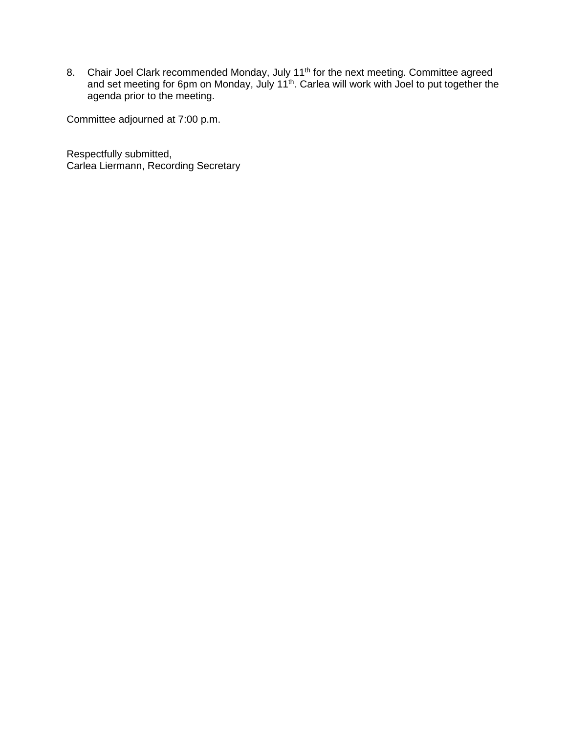8. Chair Joel Clark recommended Monday, July 11th for the next meeting. Committee agreed and set meeting for 6pm on Monday, July 11th. Carlea will work with Joel to put together the agenda prior to the meeting.

Committee adjourned at 7:00 p.m.

Respectfully submitted,  
Carlea Liermann, Recording Secretary